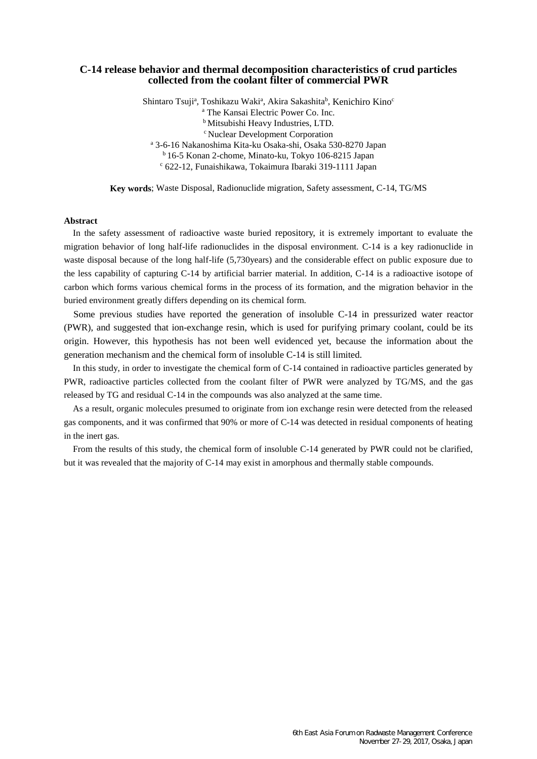# C-14 release behavior and thermal decomposition characteristics of crud particles collected from the coolant filter of commercial PWR

Shintaro Tsuji[a], Toshikazu Waki[a], Akira Sakashita[b], Kenichiro Kino[c]

[a] The Kansai Electric Power Co. Inc.
[b] Mitsubishi Heavy Industries, LTD.
[c] Nuclear Development Corporation
[a] 3-6-16 Nakanoshima Kita-ku Osaka-shi, Osaka 530-8270 Japan
[b] 16-5 Konan 2-chome, Minato-ku, Tokyo 106-8215 Japan
[c] 622-12, Funaishikawa, Tokaimura Ibaraki 319-1111 Japan

**Key words**; Waste Disposal, Radionuclide migration, Safety assessment, C-14, TG/MS

**Abstract**

In the safety assessment of radioactive waste buried repository, it is extremely important to evaluate the migration behavior of long half-life radionuclides in the disposal environment. C-14 is a key radionuclide in waste disposal because of the long half-life (5,730years) and the considerable effect on public exposure due to the less capability of capturing C-14 by artificial barrier material. In addition, C-14 is a radioactive isotope of carbon which forms various chemical forms in the process of its formation, and the migration behavior in the buried environment greatly differs depending on its chemical form.

Some previous studies have reported the generation of insoluble C-14 in pressurized water reactor (PWR), and suggested that ion-exchange resin, which is used for purifying primary coolant, could be its origin. However, this hypothesis has not been well evidenced yet, because the information about the generation mechanism and the chemical form of insoluble C-14 is still limited.

In this study, in order to investigate the chemical form of C-14 contained in radioactive particles generated by PWR, radioactive particles collected from the coolant filter of PWR were analyzed by TG/MS, and the gas released by TG and residual C-14 in the compounds was also analyzed at the same time.

As a result, organic molecules presumed to originate from ion exchange resin were detected from the released gas components, and it was confirmed that 90% or more of C-14 was detected in residual components of heating in the inert gas.

From the results of this study, the chemical form of insoluble C-14 generated by PWR could not be clarified, but it was revealed that the majority of C-14 may exist in amorphous and thermally stable compounds.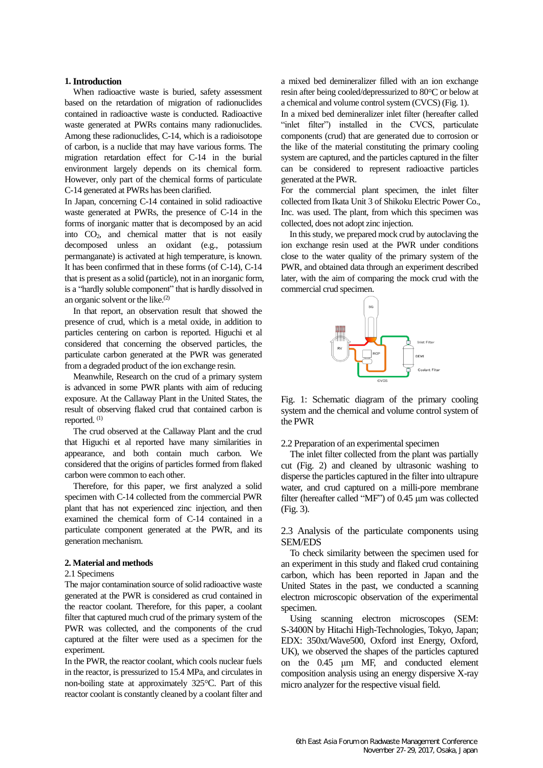## 1. Introduction

When radioactive waste is buried, safety assessment based on the retardation of migration of radionuclides contained in radioactive waste is conducted. Radioactive waste generated at PWRs contains many radionuclides. Among these radionuclides, C-14, which is a radioisotope of carbon, is a nuclide that may have various forms. The migration retardation effect for C-14 in the burial environment largely depends on its chemical form. However, only part of the chemical forms of particulate C-14 generated at PWRs has been clarified.

In Japan, concerning C-14 contained in solid radioactive waste generated at PWRs, the presence of C-14 in the forms of inorganic matter that is decomposed by an acid into $CO_2$, and chemical matter that is not easily decomposed unless an oxidant (e.g., potassium permanganate) is activated at high temperature, is known. It has been confirmed that in these forms (of C-14), C-14 that is present as a solid (particle), not in an inorganic form, is a "hardly soluble component" that is hardly dissolved in an organic solvent or the like.[2]

In that report, an observation result that showed the presence of crud, which is a metal oxide, in addition to particles centering on carbon is reported. Higuchi et al considered that concerning the observed particles, the particulate carbon generated at the PWR was generated from a degraded product of the ion exchange resin.

Meanwhile, Research on the crud of a primary system is advanced in some PWR plants with aim of reducing exposure. At the Callaway Plant in the United States, the result of observing flaked crud that contained carbon is reported. [1]

The crud observed at the Callaway Plant and the crud that Higuchi et al reported have many similarities in appearance, and both contain much carbon. We considered that the origins of particles formed from flaked carbon were common to each other.

Therefore, for this paper, we first analyzed a solid specimen with C-14 collected from the commercial PWR plant that has not experienced zinc injection, and then examined the chemical form of C-14 contained in a particulate component generated at the PWR, and its generation mechanism.

## 2. Material and methods

### 2.1 Specimens

The major contamination source of solid radioactive waste generated at the PWR is considered as crud contained in the reactor coolant. Therefore, for this paper, a coolant filter that captured much crud of the primary system of the PWR was collected, and the components of the crud captured at the filter were used as a specimen for the experiment.

In the PWR, the reactor coolant, which cools nuclear fuels in the reactor, is pressurized to 15.4 MPa, and circulates in non-boiling state at approximately 325°C. Part of this reactor coolant is constantly cleaned by a coolant filter and a mixed bed demineralizer filled with an ion exchange resin after being cooled/depressurized to 80°C or below at a chemical and volume control system (CVCS) (Fig. 1).

In a mixed bed demineralizer inlet filter (hereafter called "inlet filter") installed in the CVCS, particulate components (crud) that are generated due to corrosion or the like of the material constituting the primary cooling system are captured, and the particles captured in the filter can be considered to represent radioactive particles generated at the PWR.

For the commercial plant specimen, the inlet filter collected from Ikata Unit 3 of Shikoku Electric Power Co., Inc. was used. The plant, from which this specimen was collected, does not adopt zinc injection.

In this study, we prepared mock crud by autoclaving the ion exchange resin used at the PWR under conditions close to the water quality of the primary system of the PWR, and obtained data through an experiment described later, with the aim of comparing the mock crud with the commercial crud specimen.

Fig. 1: Schematic diagram of the primary cooling system and the chemical and volume control system of the PWR

### 2.2 Preparation of an experimental specimen

The inlet filter collected from the plant was partially cut (Fig. 2) and cleaned by ultrasonic washing to disperse the particles captured in the filter into ultrapure water, and crud captured on a milli-pore membrane filter (hereafter called "MF") of 0.45 μm was collected (Fig. 3).

### 2.3 Analysis of the particulate components using SEM/EDS

To check similarity between the specimen used for an experiment in this study and flaked crud containing carbon, which has been reported in Japan and the United States in the past, we conducted a scanning electron microscopic observation of the experimental specimen.

Using scanning electron microscopes (SEM: S-3400N by Hitachi High-Technologies, Tokyo, Japan; EDX: 350xt/Wave500, Oxford inst Energy, Oxford, UK), we observed the shapes of the particles captured on the 0.45 μm MF, and conducted element composition analysis using an energy dispersive X-ray micro analyzer for the respective visual field.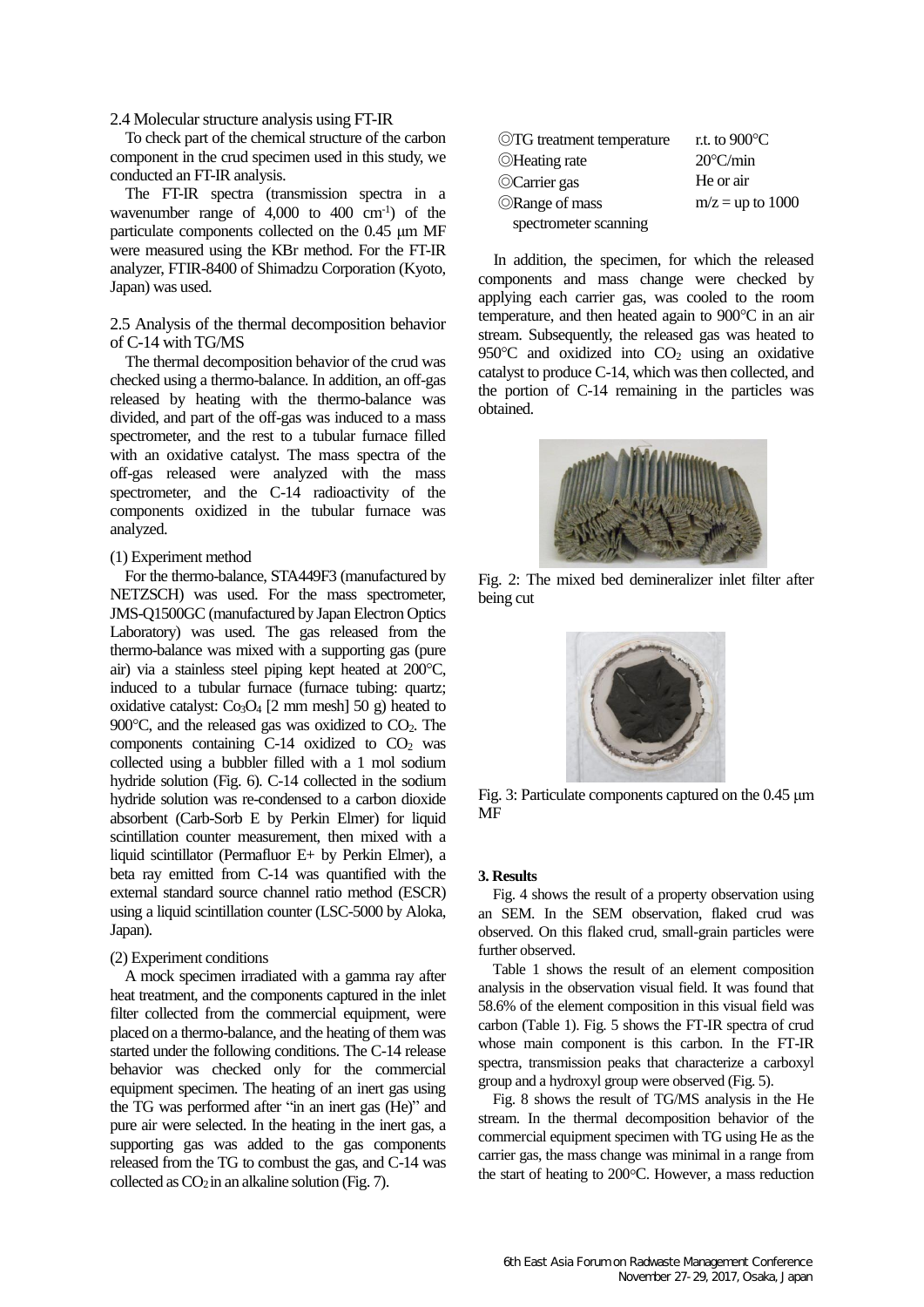2.4 Molecular structure analysis using FT-IR

To check part of the chemical structure of the carbon component in the crud specimen used in this study, we conducted an FT-IR analysis.

The FT-IR spectra (transmission spectra in a wavenumber range of 4,000 to 400 cm$^{-1}$) of the particulate components collected on the 0.45 μm MF were measured using the KBr method. For the FT-IR analyzer, FTIR-8400 of Shimadzu Corporation (Kyoto, Japan) was used.

2.5 Analysis of the thermal decomposition behavior of C-14 with TG/MS

The thermal decomposition behavior of the crud was checked using a thermo-balance. In addition, an off-gas released by heating with the thermo-balance was divided, and part of the off-gas was induced to a mass spectrometer, and the rest to a tubular furnace filled with an oxidative catalyst. The mass spectra of the off-gas released were analyzed with the mass spectrometer, and the C-14 radioactivity of the components oxidized in the tubular furnace was analyzed.

(1) Experiment method

For the thermo-balance, STA449F3 (manufactured by NETZSCH) was used. For the mass spectrometer, JMS-Q1500GC (manufactured by Japan Electron Optics Laboratory) was used. The gas released from the thermo-balance was mixed with a supporting gas (pure air) via a stainless steel piping kept heated at 200°C, induced to a tubular furnace (furnace tubing: quartz; oxidative catalyst: $Co_3O_4$ [2 mm mesh] 50 g) heated to 900°C, and the released gas was oxidized to $CO_2$. The components containing C-14 oxidized to $CO_2$ was collected using a bubbler filled with a 1 mol sodium hydride solution (Fig. 6). C-14 collected in the sodium hydride solution was re-condensed to a carbon dioxide absorbent (Carb-Sorb E by Perkin Elmer) for liquid scintillation counter measurement, then mixed with a liquid scintillator (Permafluor E+ by Perkin Elmer), a beta ray emitted from C-14 was quantified with the external standard source channel ratio method (ESCR) using a liquid scintillation counter (LSC-5000 by Aloka, Japan).

(2) Experiment conditions

A mock specimen irradiated with a gamma ray after heat treatment, and the components captured in the inlet filter collected from the commercial equipment, were placed on a thermo-balance, and the heating of them was started under the following conditions. The C-14 release behavior was checked only for the commercial equipment specimen. The heating of an inert gas using the TG was performed after "in an inert gas (He)" and pure air were selected. In the heating in the inert gas, a supporting gas was added to the gas components released from the TG to combust the gas, and C-14 was collected as $CO_2$ in an alkaline solution (Fig. 7).

| | |
|---|---|
| ◎TG treatment temperature | r.t. to 900°C |
| ◎Heating rate | 20°C/min |
| ◎Carrier gas | He or air |
| ◎Range of mass spectrometer scanning | m/z = up to 1000 |

In addition, the specimen, for which the released components and mass change were checked by applying each carrier gas, was cooled to the room temperature, and then heated again to 900°C in an air stream. Subsequently, the released gas was heated to 950°C and oxidized into $CO_2$ using an oxidative catalyst to produce C-14, which was then collected, and the portion of C-14 remaining in the particles was obtained.

Fig. 2: The mixed bed demineralizer inlet filter after being cut

Fig. 3: Particulate components captured on the 0.45 μm MF

**3. Results**

Fig. 4 shows the result of a property observation using an SEM. In the SEM observation, flaked crud was observed. On this flaked crud, small-grain particles were further observed.

Table 1 shows the result of an element composition analysis in the observation visual field. It was found that 58.6% of the element composition in this visual field was carbon (Table 1). Fig. 5 shows the FT-IR spectra of crud whose main component is this carbon. In the FT-IR spectra, transmission peaks that characterize a carboxyl group and a hydroxyl group were observed (Fig. 5).

Fig. 8 shows the result of TG/MS analysis in the He stream. In the thermal decomposition behavior of the commercial equipment specimen with TG using He as the carrier gas, the mass change was minimal in a range from the start of heating to 200°C. However, a mass reduction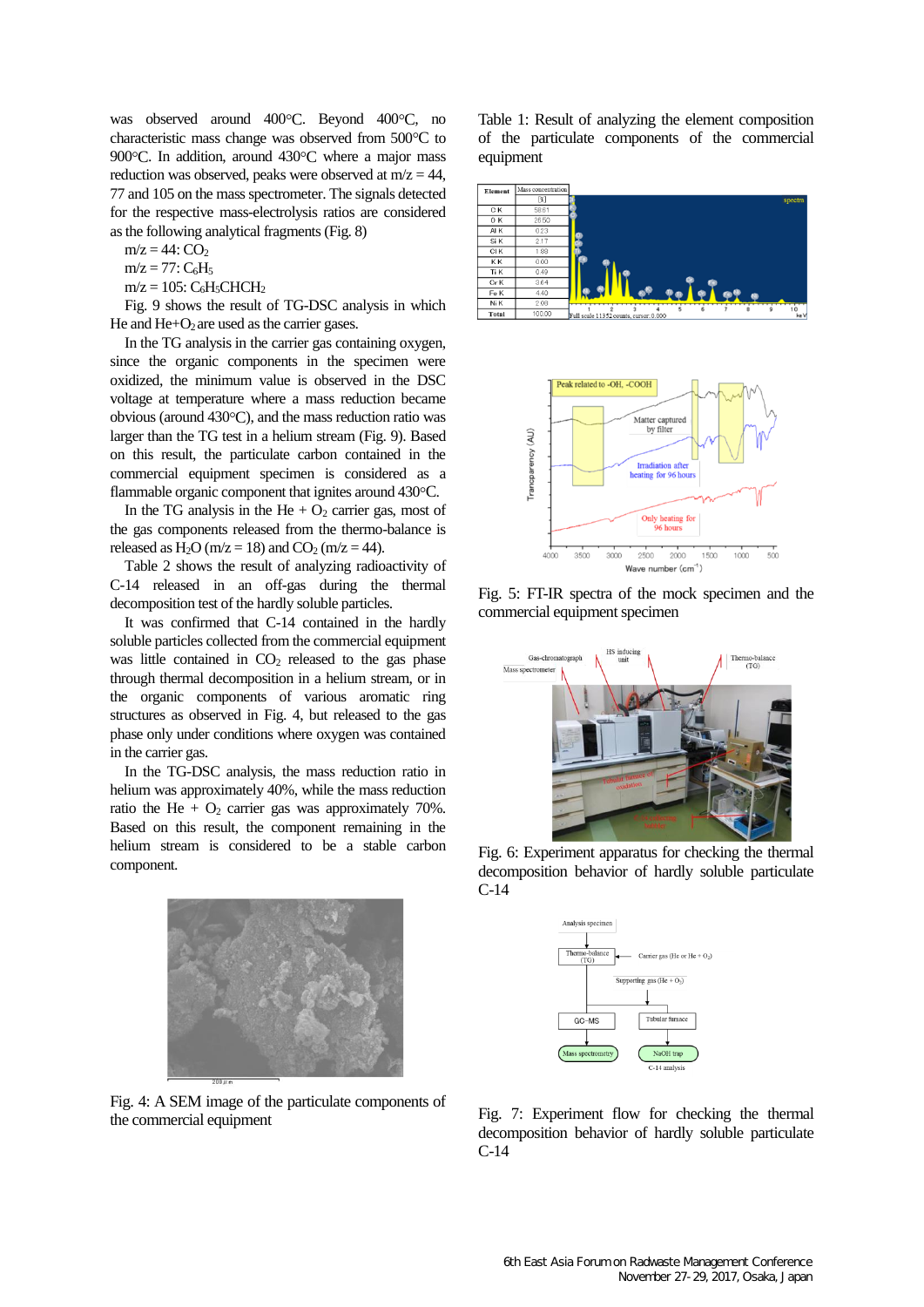was observed around 400°C. Beyond 400°C, no characteristic mass change was observed from 500°C to 900°C. In addition, around 430°C where a major mass reduction was observed, peaks were observed at m/z = 44, 77 and 105 on the mass spectrometer. The signals detected for the respective mass-electrolysis ratios are considered as the following analytical fragments (Fig. 8)

m/z = 44: $CO_2$

m/z = 77: $C_6H_5$

m/z = 105: $C_6H_5CHCH_2$

Fig. 9 shows the result of TG-DSC analysis in which He and He+$O_2$ are used as the carrier gases.

In the TG analysis in the carrier gas containing oxygen, since the organic components in the specimen were oxidized, the minimum value is observed in the DSC voltage at temperature where a mass reduction became obvious (around 430°C), and the mass reduction ratio was larger than the TG test in a helium stream (Fig. 9). Based on this result, the particulate carbon contained in the commercial equipment specimen is considered as a flammable organic component that ignites around 430°C.

In the TG analysis in the He + $O_2$ carrier gas, most of the gas components released from the thermo-balance is released as $H_2O$ (m/z = 18) and $CO_2$ (m/z = 44).

Table 2 shows the result of analyzing radioactivity of C-14 released in an off-gas during the thermal decomposition test of the hardly soluble particles.

It was confirmed that C-14 contained in the hardly soluble particles collected from the commercial equipment was little contained in $CO_2$ released to the gas phase through thermal decomposition in a helium stream, or in the organic components of various aromatic ring structures as observed in Fig. 4, but released to the gas phase only under conditions where oxygen was contained in the carrier gas.

In the TG-DSC analysis, the mass reduction ratio in helium was approximately 40%, while the mass reduction ratio in the He + $O_2$ carrier gas was approximately 70%. Based on this result, the component remaining in the helium stream is considered to be a stable carbon component.

Fig. 4: A SEM image of the particulate components of the commercial equipment

Table 1: Result of analyzing the element composition of the particulate components of the commercial equipment

| Element | Mass concentration [%] |
|---|---|
| C K | 58.61 |
| O K | 28.50 |
| Al K | 0.23 |
| Si K | 2.17 |
| Cl K | 1.88 |
| K K | 0.00 |
| Ti K | 0.49 |
| Cr K | 3.64 |
| Fe K | 4.40 |
| Ni K | 2.09 |
| Total | 100.00 |

Fig. 5: FT-IR spectra of the mock specimen and the commercial equipment specimen

Fig. 6: Experiment apparatus for checking the thermal decomposition behavior of hardly soluble particulate C-14

Fig. 7: Experiment flow for checking the thermal decomposition behavior of hardly soluble particulate C-14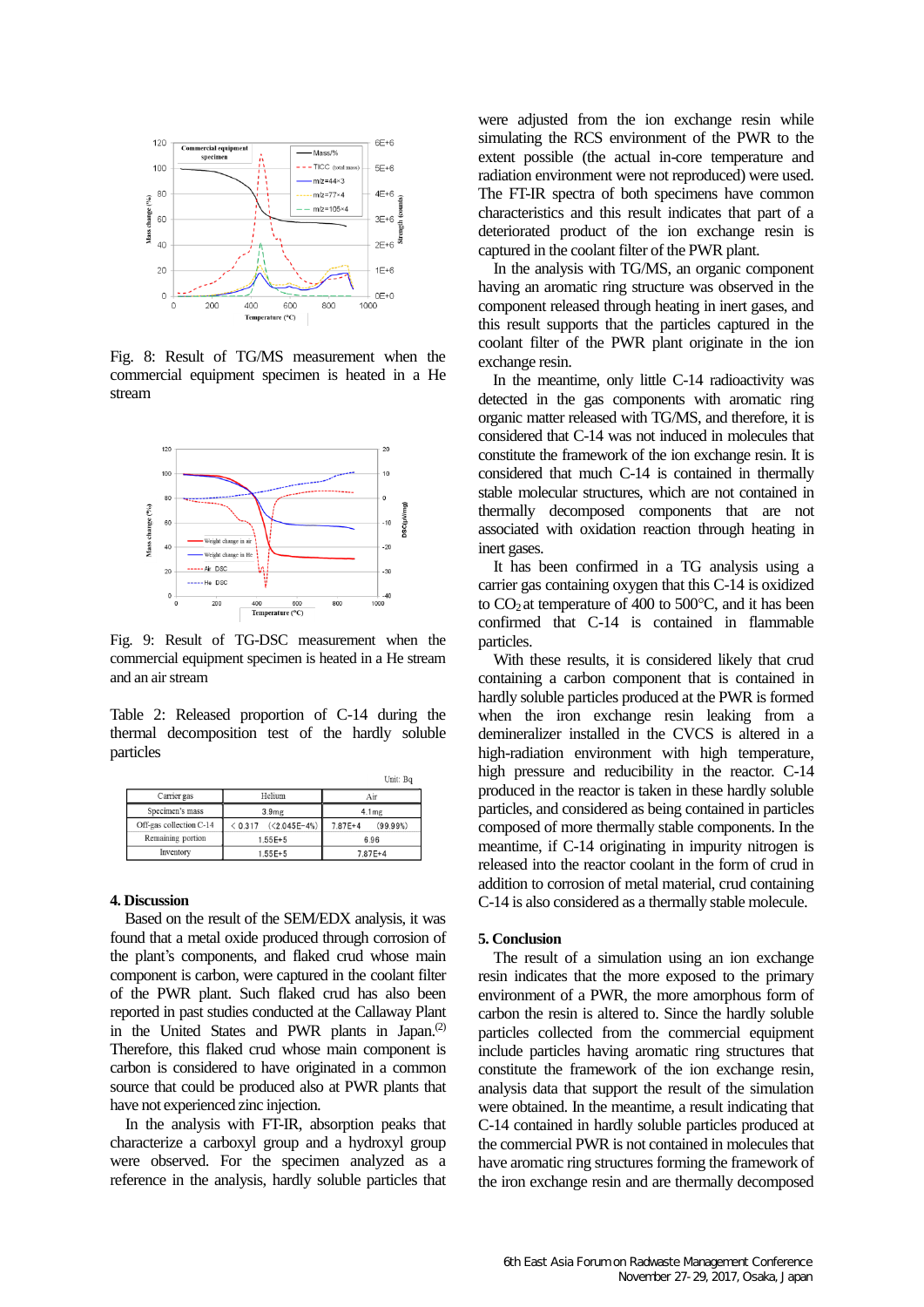Fig. 8: Result of TG/MS measurement when the commercial equipment specimen is heated in a He stream

Fig. 9: Result of TG-DSC measurement when the commercial equipment specimen is heated in a He stream and an air stream

Table 2: Released proportion of C-14 during the thermal decomposition test of the hardly soluble particles

Unit: Bq

| Carrier gas | Helium | Air |
|---|---|---|
| Specimen's mass | 3.9mg | 4.1mg |
| Off-gas collection C-14 | < 0.317 (<2.045E−4%) | 7.87E+4 (99.99%) |
| Remaining portion | 1.55E+5 | 6.96 |
| Inventory | 1.55E+5 | 7.87E+4 |

## 4. Discussion

Based on the result of the SEM/EDX analysis, it was found that a metal oxide produced through corrosion of the plant's components, and flaked crud whose main component is carbon, were captured in the coolant filter of the PWR plant. Such flaked crud has also been reported in past studies conducted at the Callaway Plant in the United States and PWR plants in Japan.[2] Therefore, this flaked crud whose main component is carbon is considered to have originated in a common source that could be produced also at PWR plants that have not experienced zinc injection.

In the analysis with FT-IR, absorption peaks that characterize a carboxyl group and a hydroxyl group were observed. For the specimen analyzed as a reference in the analysis, hardly soluble particles that were adjusted from the ion exchange resin while simulating the RCS environment of the PWR to the extent possible (the actual in-core temperature and radiation environment were not reproduced) were used. The FT-IR spectra of both specimens have common characteristics and this result indicates that part of a deteriorated product of the ion exchange resin is captured in the coolant filter of the PWR plant.

In the analysis with TG/MS, an organic component having an aromatic ring structure was observed in the component released through heating in inert gases, and this result supports that the particles captured in the coolant filter of the PWR plant originate in the ion exchange resin.

In the meantime, only little C-14 radioactivity was detected in the gas components with aromatic ring organic matter released with TG/MS, and therefore, it is considered that C-14 was not induced in molecules that constitute the framework of the ion exchange resin. It is considered that much C-14 is contained in thermally stable molecular structures, which are not contained in thermally decomposed components that are not associated with oxidation reaction through heating in inert gases.

It has been confirmed in a TG analysis using a carrier gas containing oxygen that this C-14 is oxidized to $CO_2$ at temperature of 400 to 500°C, and it has been confirmed that C-14 is contained in flammable particles.

With these results, it is considered likely that crud containing a carbon component that is contained in hardly soluble particles produced at the PWR is formed when the iron exchange resin leaking from a demineralizer installed in the CVCS is altered to a high-radiation environment with high temperature, high pressure and reducibility in the reactor. C-14 produced in the reactor is taken in these hardly soluble particles, and considered as being contained in particles composed of more thermally stable components. In the meantime, if C-14 originating in impurity nitrogen is released into the reactor coolant in the form of crud in addition to corrosion of metal material, crud containing C-14 is also considered as a thermally stable molecule.

## 5. Conclusion

The result of a simulation using an ion exchange resin indicates that the more exposed to the primary environment of a PWR, the more amorphous form of carbon the resin is altered to. Since the hardly soluble particles collected from the commercial equipment include particles having aromatic ring structures that constitute the framework of the ion exchange resin, analysis data that support the result of the simulation were obtained. In the meantime, a result indicating that C-14 contained in hardly soluble particles produced at the commercial PWR is not contained in molecules that have aromatic ring structures forming the framework of the iron exchange resin and are thermally decomposed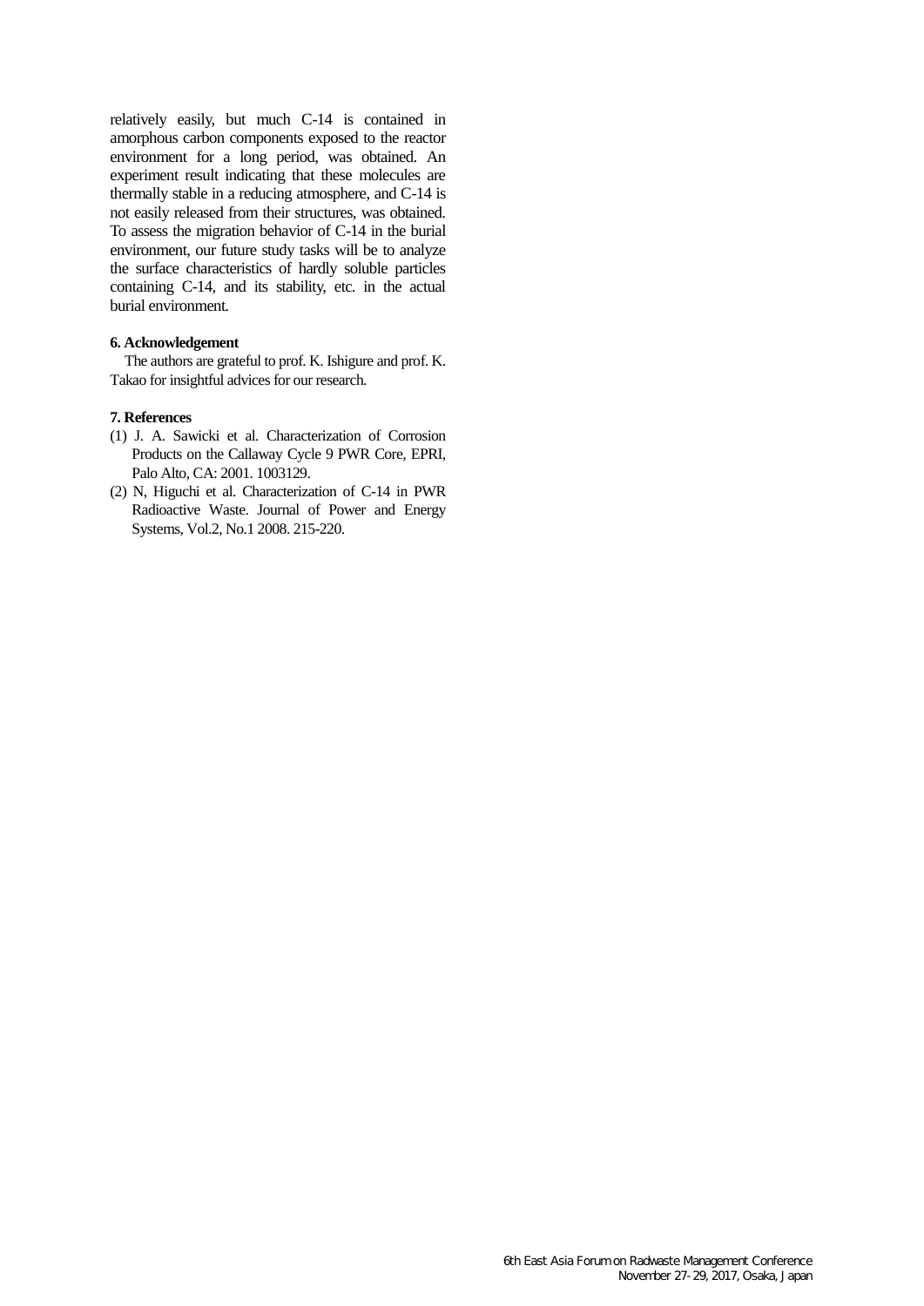relatively easily, but much C-14 is contained in amorphous carbon components exposed to the reactor environment for a long period, was obtained. An experiment result indicating that these molecules are thermally stable in a reducing atmosphere, and C-14 is not easily released from their structures, was obtained. To assess the migration behavior of C-14 in the burial environment, our future study tasks will be to analyze the surface characteristics of hardly soluble particles containing C-14, and its stability, etc. in the actual burial environment.

**6. Acknowledgement**

The authors are grateful to prof. K. Ishigure and prof. K. Takao for insightful advices for our research.

**7. References**

(1) J. A. Sawicki et al. Characterization of Corrosion Products on the Callaway Cycle 9 PWR Core, EPRI, Palo Alto, CA: 2001. 1003129.

(2) N, Higuchi et al. Characterization of C-14 in PWR Radioactive Waste. Journal of Power and Energy Systems, Vol.2, No.1 2008. 215-220.